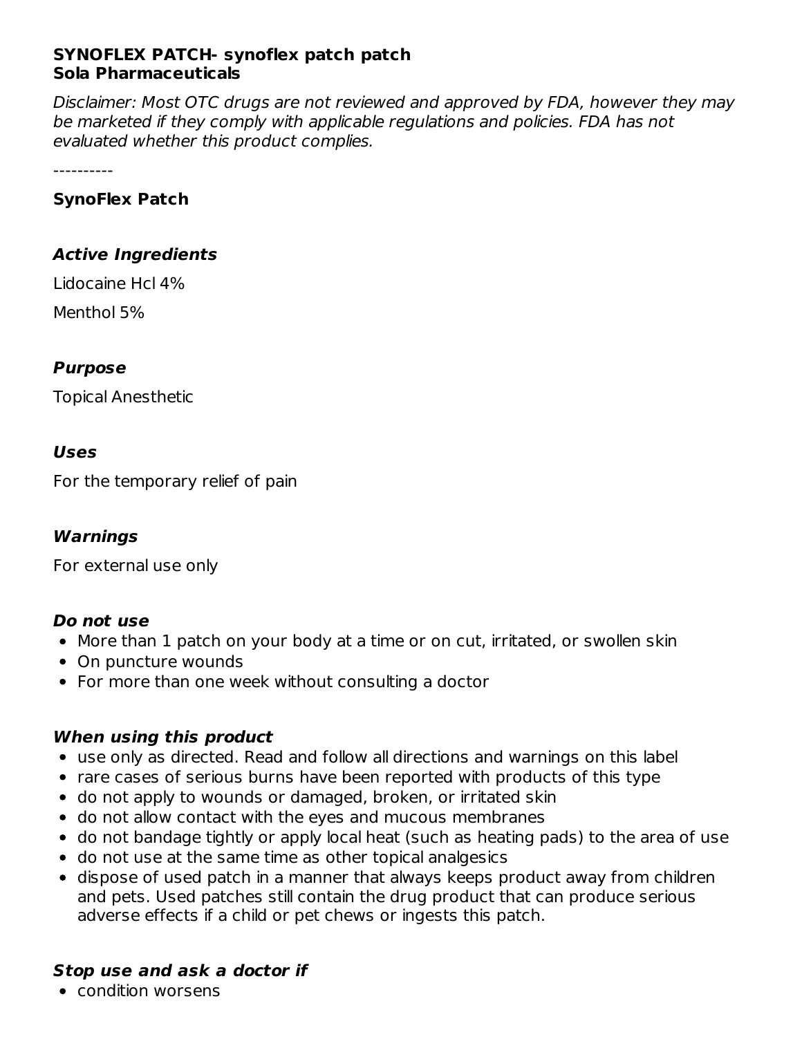**SYNOFLEX PATCH- synoflex patch patch**
**Sola Pharmaceuticals**

*Disclaimer: Most OTC drugs are not reviewed and approved by FDA, however they may be marketed if they comply with applicable regulations and policies. FDA has not evaluated whether this product complies.*

----------

**SynoFlex Patch**

### *Active Ingredients*

Lidocaine Hcl 4%

Menthol 5%

### *Purpose*

Topical Anesthetic

### *Uses*

For the temporary relief of pain

### *Warnings*

For external use only

### *Do not use*

- More than 1 patch on your body at a time or on cut, irritated, or swollen skin
- On puncture wounds
- For more than one week without consulting a doctor

### *When using this product*

- use only as directed. Read and follow all directions and warnings on this label
- rare cases of serious burns have been reported with products of this type
- do not apply to wounds or damaged, broken, or irritated skin
- do not allow contact with the eyes and mucous membranes
- do not bandage tightly or apply local heat (such as heating pads) to the area of use
- do not use at the same time as other topical analgesics
- dispose of used patch in a manner that always keeps product away from children and pets. Used patches still contain the drug product that can produce serious adverse effects if a child or pet chews or ingests this patch.

### *Stop use and ask a doctor if*

- condition worsens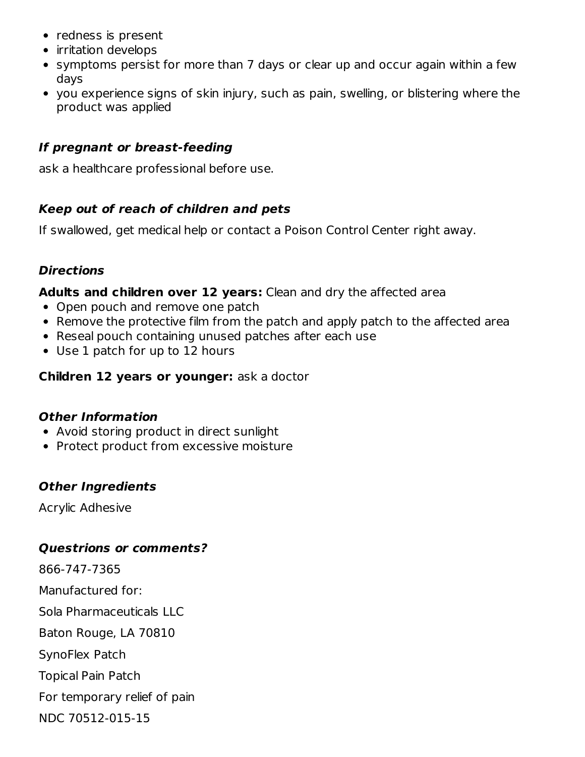- redness is present
- irritation develops
- symptoms persist for more than 7 days or clear up and occur again within a few days
- you experience signs of skin injury, such as pain, swelling, or blistering where the product was applied

### ***If pregnant or breast-feeding***

ask a healthcare professional before use.

### ***Keep out of reach of children and pets***

If swallowed, get medical help or contact a Poison Control Center right away.

### ***Directions***

**Adults and children over 12 years:** Clean and dry the affected area

- Open pouch and remove one patch
- Remove the protective film from the patch and apply patch to the affected area
- Reseal pouch containing unused patches after each use
- Use 1 patch for up to 12 hours

**Children 12 years or younger:** ask a doctor

### ***Other Information***

- Avoid storing product in direct sunlight
- Protect product from excessive moisture

### ***Other Ingredients***

Acrylic Adhesive

### ***Questrions or comments?***

866-747-7365

Manufactured for:

Sola Pharmaceuticals LLC

Baton Rouge, LA 70810

SynoFlex Patch

Topical Pain Patch

For temporary relief of pain

NDC 70512-015-15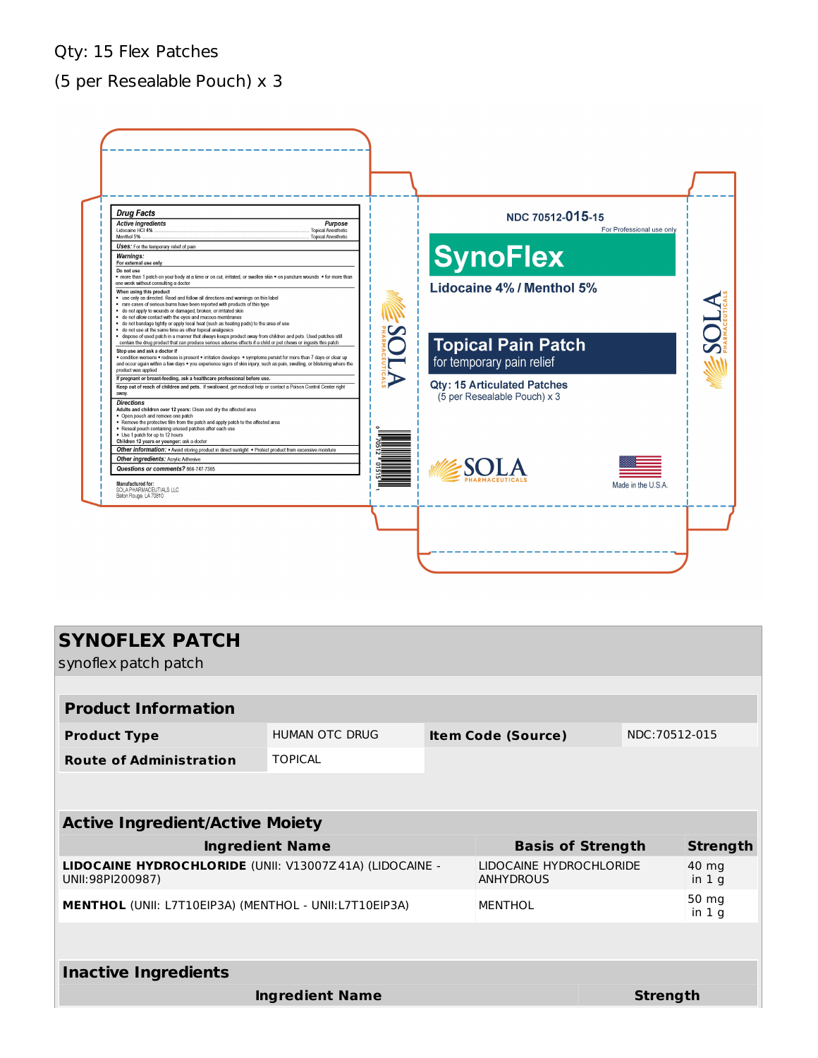Qty: 15 Flex Patches

(5 per Resealable Pouch) x 3

**Drug Facts**

| Active ingredients | Purpose |
|---|---|
| Lidocaine HCl 4% | Topical Anesthetic |
| Menthol 5% | Topical Anesthetic |

**Uses:** For the temporary relief of pain

**Warnings:**
For external use only

**Do not use**
- more than 1 patch on your body at a time or on cut, irritated, or swollen skin • on puncture wounds • for more than one week without consulting a doctor

**When using this product**
- use only as directed. Read and follow all directions and warnings on this label
- rare cases of serious burns have been reported with products of this type
- do not apply to wounds or damaged, broken, or irritated skin
- do not allow contact with the eyes and mucous membranes
- do not bandage tightly or apply local heat (such as heating pads) to the area of use
- do not use at the same time as other topical analgesics
- dispose of used patch in a manner that always keeps product away from children and pets. Used patches still contain the drug product that can produce serious adverse effects if a child or pet chews or ingests this patch

**Stop use and ask a doctor if**
- condition worsens • redness is present • irritation develops • symptoms persist for more than 7 days or clear up and occur again within a few days • you experience signs of skin injury, such as pain, swelling, or blistering where the product was applied

**If pregnant or breast-feeding, ask a healthcare professional before use.**

**Keep out of reach of children and pets.** If swallowed, get medical help or contact a Poison Control Center right away.

**Directions**
**Adults and children over 12 years:** Clean and dry the affected area
- Open pouch and remove one patch
- Remove the protective film from the patch and apply patch to the affected area
- Reseal pouch containing unused patches after each use
- Use 1 patch for up to 12 hours

**Children 12 years or younger:** ask a doctor

**Other information:** • Avoid storing product in direct sunlight • Protect product from excessive moisture

**Other ingredients:** Acrylic Adhesive

**Questions or comments?** 866-747-7365

Manufactured for:
SOLA PHARMACEUTICALS LLC
Baton Rouge, LA 70810

SOLA PHARMACEUTICALS

0 70512 01515 1

NDC 70512-015-15

For Professional use only

# SynoFlex

Lidocaine 4% / Menthol 5%

## Topical Pain Patch

for temporary pain relief

Qty: 15 Articulated Patches
(5 per Resealable Pouch) x 3

SOLA PHARMACEUTICALS

Made in the U.S.A.

SOLA PHARMACEUTICALS

# SYNOFLEX PATCH

synoflex patch patch

| Product Information | | | |
|---|---|---|---|
| **Product Type** | HUMAN OTC DRUG | **Item Code (Source)** | NDC:70512-015 |
| **Route of Administration** | TOPICAL | | |

| Active Ingredient/Active Moiety | | |
|---|---|---|
| **Ingredient Name** | **Basis of Strength** | **Strength** |
| **LIDOCAINE HYDROCHLORIDE** (UNII: V13007Z41A) (LIDOCAINE - UNII:98PI200987) | LIDOCAINE HYDROCHLORIDE ANHYDROUS | 40 mg in 1 g |
| **MENTHOL** (UNII: L7T10EIP3A) (MENTHOL - UNII:L7T10EIP3A) | MENTHOL | 50 mg in 1 g |

| Inactive Ingredients | |
|---|---|
| **Ingredient Name** | **Strength** |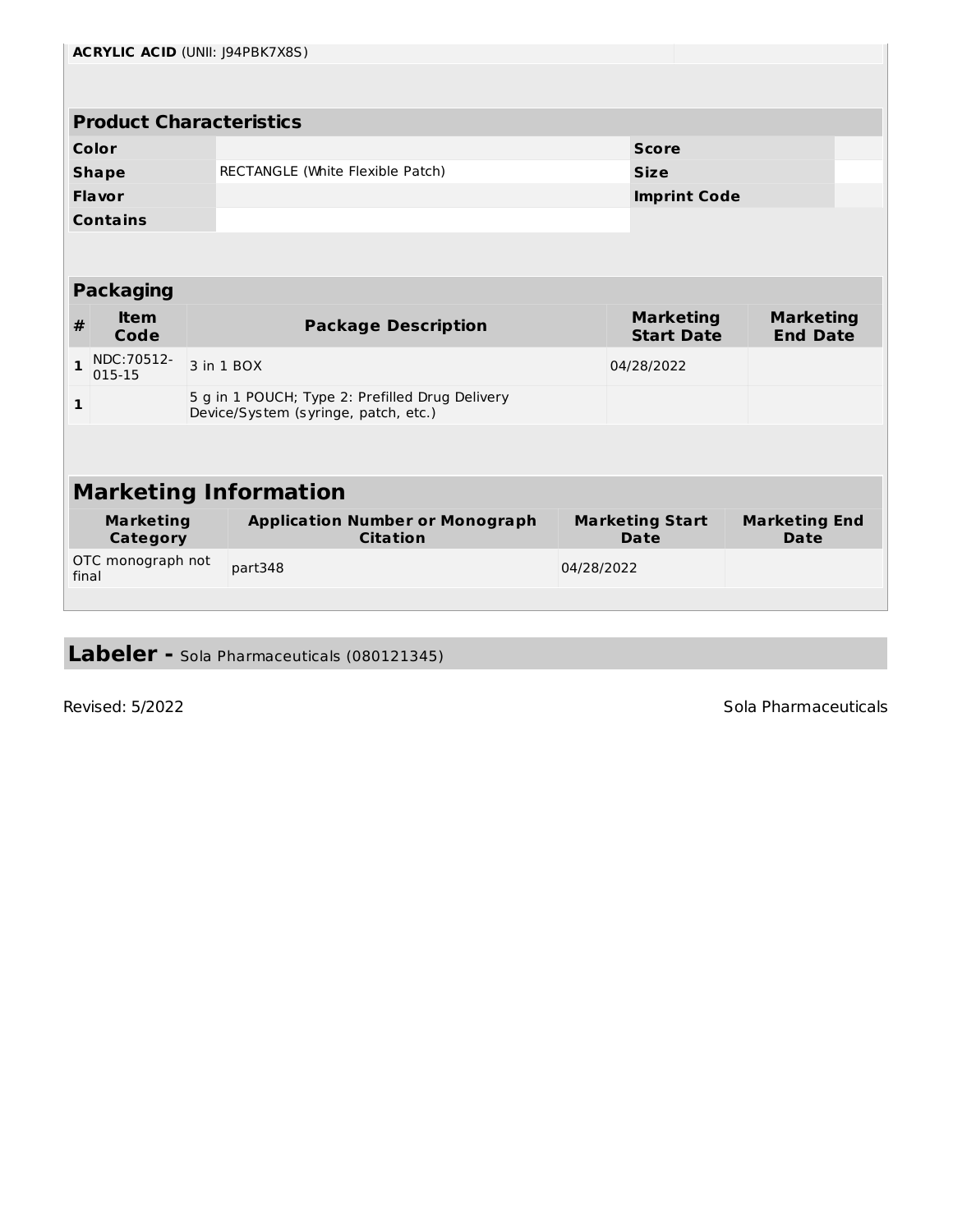| | |
|---|---|
| **ACRYLIC ACID** (UNII: J94PBK7X8S) | |

### Product Characteristics

| | | | |
|---|---|---|---|
| **Color** | | **Score** | |
| **Shape** | RECTANGLE (White Flexible Patch) | **Size** | |
| **Flavor** | | **Imprint Code** | |
| **Contains** | | | |

### Packaging

| # | Item Code | Package Description | Marketing Start Date | Marketing End Date |
|---|---|---|---|---|
| 1 | NDC:70512-015-15 | 3 in 1 BOX | 04/28/2022 | |
| 1 | | 5 g in 1 POUCH; Type 2: Prefilled Drug Delivery Device/System (syringe, patch, etc.) | | |

## Marketing Information

| Marketing Category | Application Number or Monograph Citation | Marketing Start Date | Marketing End Date |
|---|---|---|---|
| OTC monograph not final | part348 | 04/28/2022 | |

## Labeler - Sola Pharmaceuticals (080121345)

Revised: 5/2022

Sola Pharmaceuticals